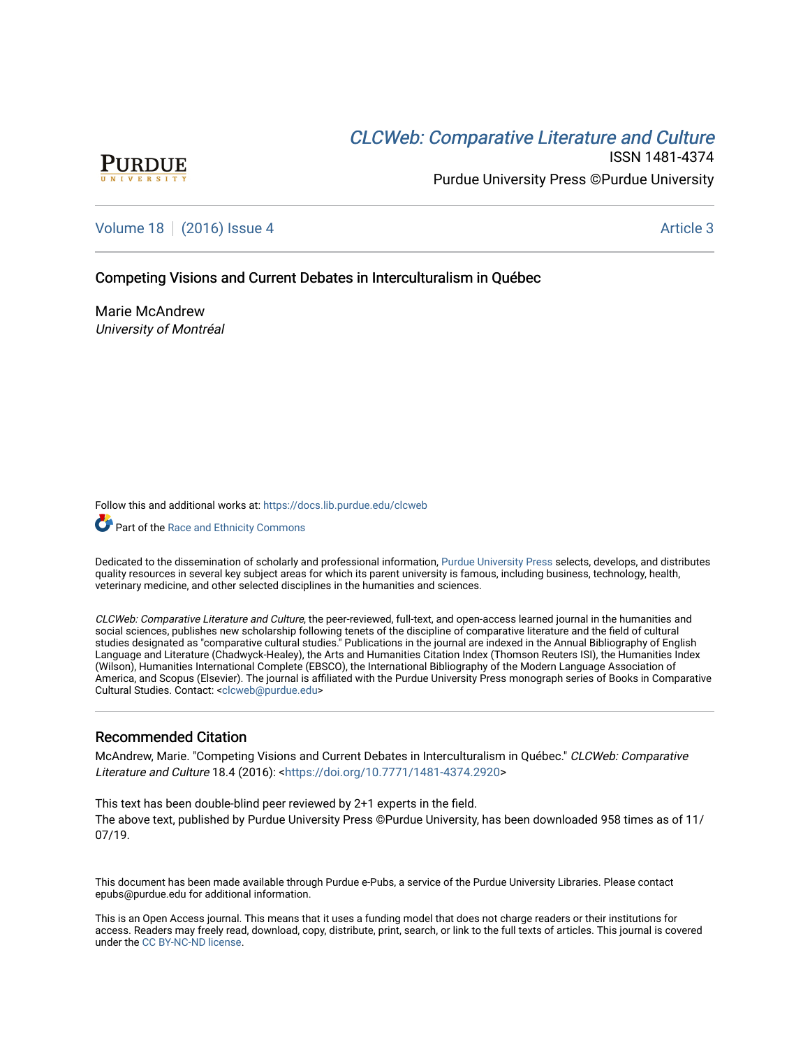PURDUE
UNIVERSITY

[CLCWeb: Comparative Literature and Culture](https://docs.lib.purdue.edu/clcweb)

ISSN 1481-4374

Purdue University Press ©Purdue University

Volume 18 | (2016) Issue 4 Article 3

# Competing Visions and Current Debates in Interculturalism in Québec

Marie McAndrew
*University of Montréal*

Follow this and additional works at: https://docs.lib.purdue.edu/clcweb

Part of the Race and Ethnicity Commons

Dedicated to the dissemination of scholarly and professional information, Purdue University Press selects, develops, and distributes quality resources in several key subject areas for which its parent university is famous, including business, technology, health, veterinary medicine, and other selected disciplines in the humanities and sciences.

*CLCWeb: Comparative Literature and Culture*, the peer-reviewed, full-text, and open-access learned journal in the humanities and social sciences, publishes new scholarship following tenets of the discipline of comparative literature and the field of cultural studies designated as "comparative cultural studies." Publications in the journal are indexed in the Annual Bibliography of English Language and Literature (Chadwyck-Healey), the Arts and Humanities Citation Index (Thomson Reuters ISI), the Humanities Index (Wilson), Humanities International Complete (EBSCO), the International Bibliography of the Modern Language Association of America, and Scopus (Elsevier). The journal is affiliated with the Purdue University Press monograph series of Books in Comparative Cultural Studies. Contact: <clcweb@purdue.edu>

## Recommended Citation

McAndrew, Marie. "Competing Visions and Current Debates in Interculturalism in Québec." *CLCWeb: Comparative Literature and Culture* 18.4 (2016): <https://doi.org/10.7771/1481-4374.2920>

This text has been double-blind peer reviewed by 2+1 experts in the field.
The above text, published by Purdue University Press ©Purdue University, has been downloaded 958 times as of 11/07/19.

This document has been made available through Purdue e-Pubs, a service of the Purdue University Libraries. Please contact epubs@purdue.edu for additional information.

This is an Open Access journal. This means that it uses a funding model that does not charge readers or their institutions for access. Readers may freely read, download, copy, distribute, print, search, or link to the full texts of articles. This journal is covered under the CC BY-NC-ND license.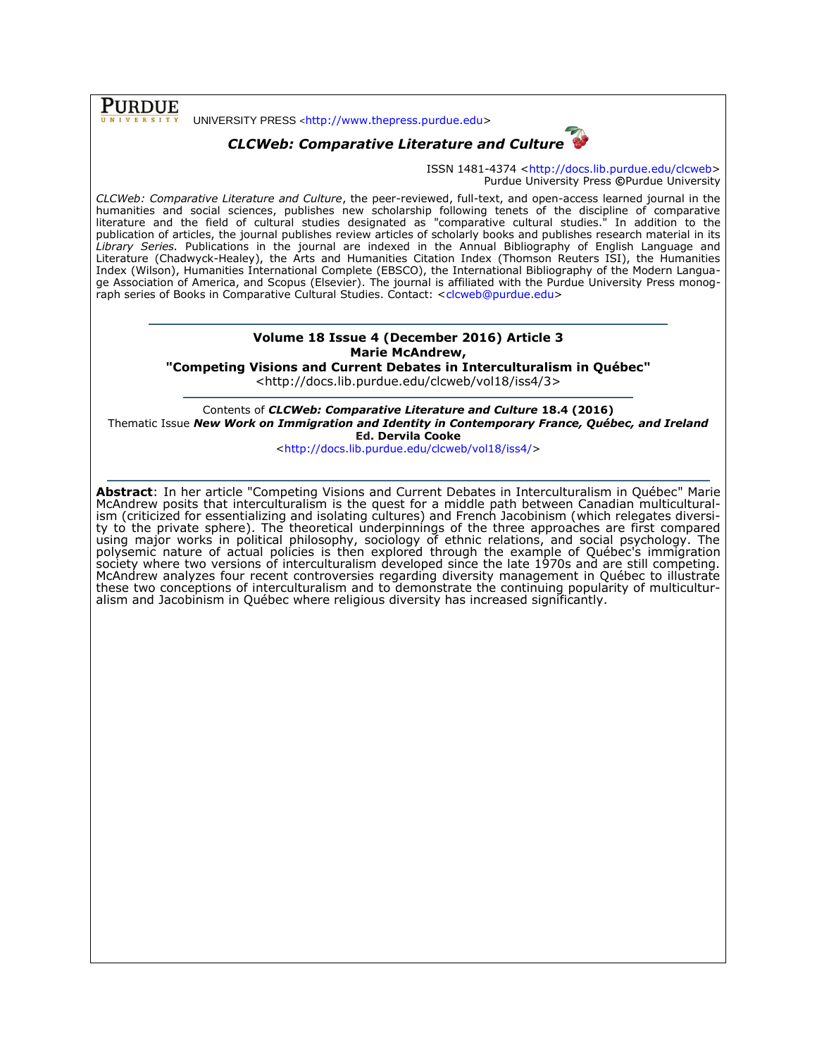PURDUE UNIVERSITY

UNIVERSITY PRESS <http://www.thepress.purdue.edu>

***CLCWeb: Comparative Literature and Culture***

ISSN 1481-4374 <http://docs.lib.purdue.edu/clcweb>
Purdue University Press ©Purdue University

*CLCWeb: Comparative Literature and Culture*, the peer-reviewed, full-text, and open-access learned journal in the humanities and social sciences, publishes new scholarship following tenets of the discipline of comparative literature and the field of cultural studies designated as "comparative cultural studies." In addition to the publication of articles, the journal publishes review articles of scholarly books and publishes research material in its *Library Series.* Publications in the journal are indexed in the Annual Bibliography of English Language and Literature (Chadwyck-Healey), the Arts and Humanities Citation Index (Thomson Reuters ISI), the Humanities Index (Wilson), Humanities International Complete (EBSCO), the International Bibliography of the Modern Language Association of America, and Scopus (Elsevier). The journal is affiliated with the Purdue University Press monograph series of Books in Comparative Cultural Studies. Contact: <clcweb@purdue.edu>

---

**Volume 18 Issue 4 (December 2016) Article 3**
**Marie McAndrew,**
**"Competing Visions and Current Debates in Interculturalism in Québec"**
<http://docs.lib.purdue.edu/clcweb/vol18/iss4/3>

---

Contents of ***CLCWeb: Comparative Literature and Culture*** **18.4 (2016)**
Thematic Issue ***New Work on Immigration and Identity in Contemporary France, Québec, and Ireland***
**Ed. Dervila Cooke**
<http://docs.lib.purdue.edu/clcweb/vol18/iss4/>

---

**Abstract**: In her article "Competing Visions and Current Debates in Interculturalism in Québec" Marie McAndrew posits that interculturalism is the quest for a middle path between Canadian multiculturalism (criticized for essentializing and isolating cultures) and French Jacobinism (which relegates diversity to the private sphere). The theoretical underpinnings of the three approaches are first compared using major works in political philosophy, sociology of ethnic relations, and social psychology. The polysemic nature of actual policies is then explored through the example of Québec's immigration society where two versions of interculturalism developed since the late 1970s and are still competing. McAndrew analyzes four recent controversies regarding diversity management in Québec to illustrate these two conceptions of interculturalism and to demonstrate the continuing popularity of multiculturalism and Jacobinism in Québec where religious diversity has increased significantly.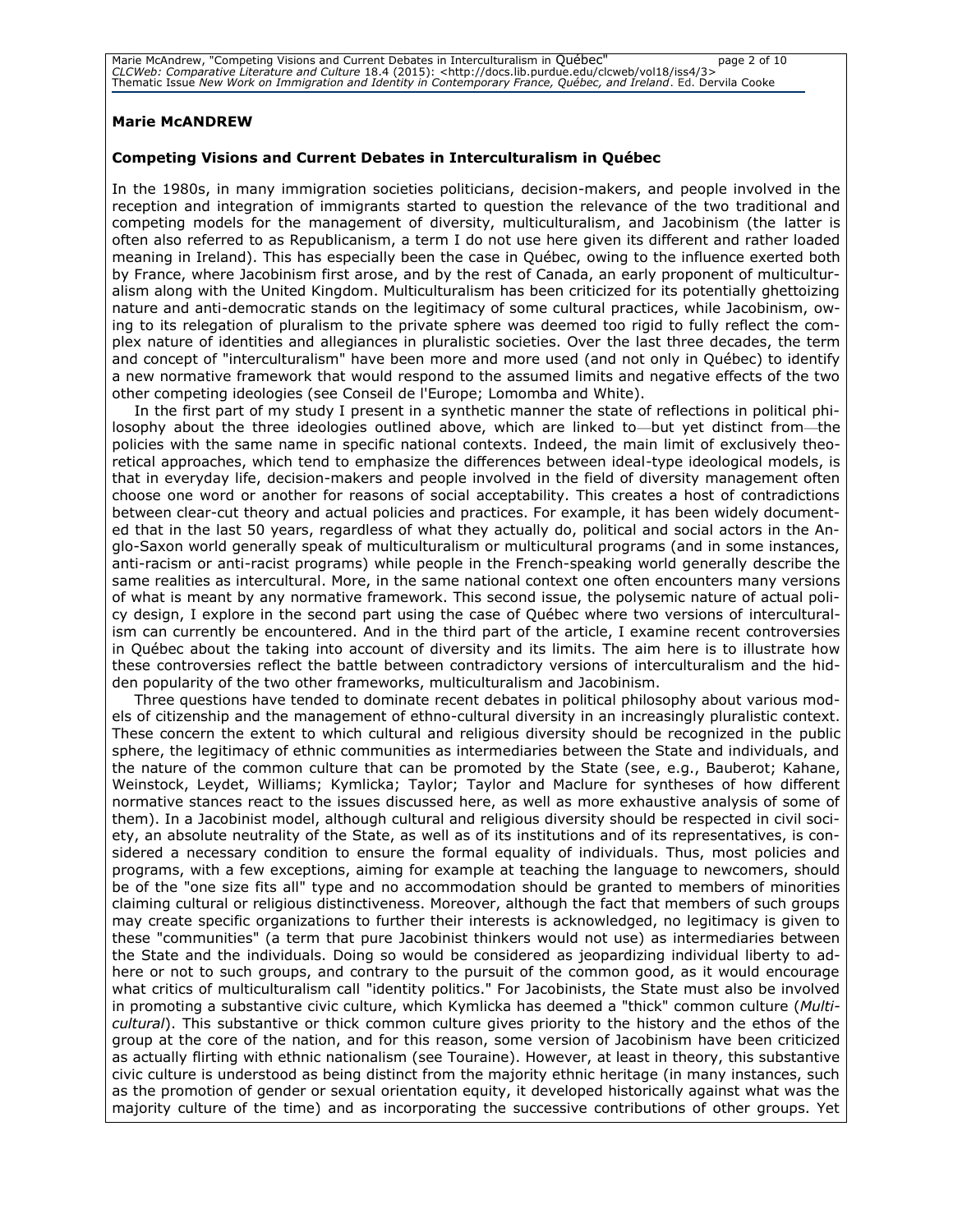**Marie McANDREW**

**Competing Visions and Current Debates in Interculturalism in Québec**

In the 1980s, in many immigration societies politicians, decision-makers, and people involved in the reception and integration of immigrants started to question the relevance of the two traditional and competing models for the management of diversity, multiculturalism, and Jacobinism (the latter is often also referred to as Republicanism, a term I do not use here given its different and rather loaded meaning in Ireland). This has especially been the case in Québec, owing to the influence exerted both by France, where Jacobinism first arose, and by the rest of Canada, an early proponent of multiculturalism along with the United Kingdom. Multiculturalism has been criticized for its potentially ghettoizing nature and anti-democratic stands on the legitimacy of some cultural practices, while Jacobinism, owing to its relegation of pluralism to the private sphere was deemed too rigid to fully reflect the complex nature of identities and allegiances in pluralistic societies. Over the last three decades, the term and concept of "interculturalism" have been more and more used (and not only in Québec) to identify a new normative framework that would respond to the assumed limits and negative effects of the two other competing ideologies (see Conseil de l'Europe; Lomomba and White).

In the first part of my study I present in a synthetic manner the state of reflections in political philosophy about the three ideologies outlined above, which are linked to—but yet distinct from—the policies with the same name in specific national contexts. Indeed, the main limit of exclusively theoretical approaches, which tend to emphasize the differences between ideal-type ideological models, is that in everyday life, decision-makers and people involved in the field of diversity management often choose one word or another for reasons of social acceptability. This creates a host of contradictions between clear-cut theory and actual policies and practices. For example, it has been widely documented that in the last 50 years, regardless of what they actually do, political and social actors in the Anglo-Saxon world generally speak of multiculturalism or multicultural programs (and in some instances, anti-racism or anti-racist programs) while people in the French-speaking world generally describe the same realities as intercultural. More, in the same national context one often encounters many versions of what is meant by any normative framework. This second issue, the polysemic nature of actual policy design, I explore in the second part using the case of Québec where two versions of interculturalism can currently be encountered. And in the third part of the article, I examine recent controversies in Québec about the taking into account of diversity and its limits. The aim here is to illustrate how these controversies reflect the battle between contradictory versions of interculturalism and the hidden popularity of the two other frameworks, multiculturalism and Jacobinism.

Three questions have tended to dominate recent debates in political philosophy about various models of citizenship and the management of ethno-cultural diversity in an increasingly pluralistic context. These concern the extent to which cultural and religious diversity should be recognized in the public sphere, the legitimacy of ethnic communities as intermediaries between the State and individuals, and the nature of the common culture that can be promoted by the State (see, e.g., Bauberot; Kahane, Weinstock, Leydet, Williams; Kymlicka; Taylor; Taylor and Maclure for syntheses of how different normative stances react to the issues discussed here, as well as more exhaustive analysis of some of them). In a Jacobinist model, although cultural and religious diversity should be respected in civil society, an absolute neutrality of the State, as well as of its institutions and of its representatives, is considered a necessary condition to ensure the formal equality of individuals. Thus, most policies and programs, with a few exceptions, aiming for example at teaching the language to newcomers, should be of the "one size fits all" type and no accommodation should be granted to members of minorities claiming cultural or religious distinctiveness. Moreover, although the fact that members of such groups may create specific organizations to further their interests is acknowledged, no legitimacy is given to these "communities" (a term that pure Jacobinist thinkers would not use) as intermediaries between the State and the individuals. Doing so would be considered as jeopardizing individual liberty to adhere or not to such groups, and contrary to the pursuit of the common good, as it would encourage what critics of multiculturalism call "identity politics." For Jacobinists, the State must also be involved in promoting a substantive civic culture, which Kymlicka has deemed a "thick" common culture (*Multicultural*). This substantive or thick common culture gives priority to the history and the ethos of the group at the core of the nation, and for this reason, some version of Jacobinism have been criticized as actually flirting with ethnic nationalism (see Touraine). However, at least in theory, this substantive civic culture is understood as being distinct from the majority ethnic heritage (in many instances, such as the promotion of gender or sexual orientation equity, it developed historically against what was the majority culture of the time) and as incorporating the successive contributions of other groups. Yet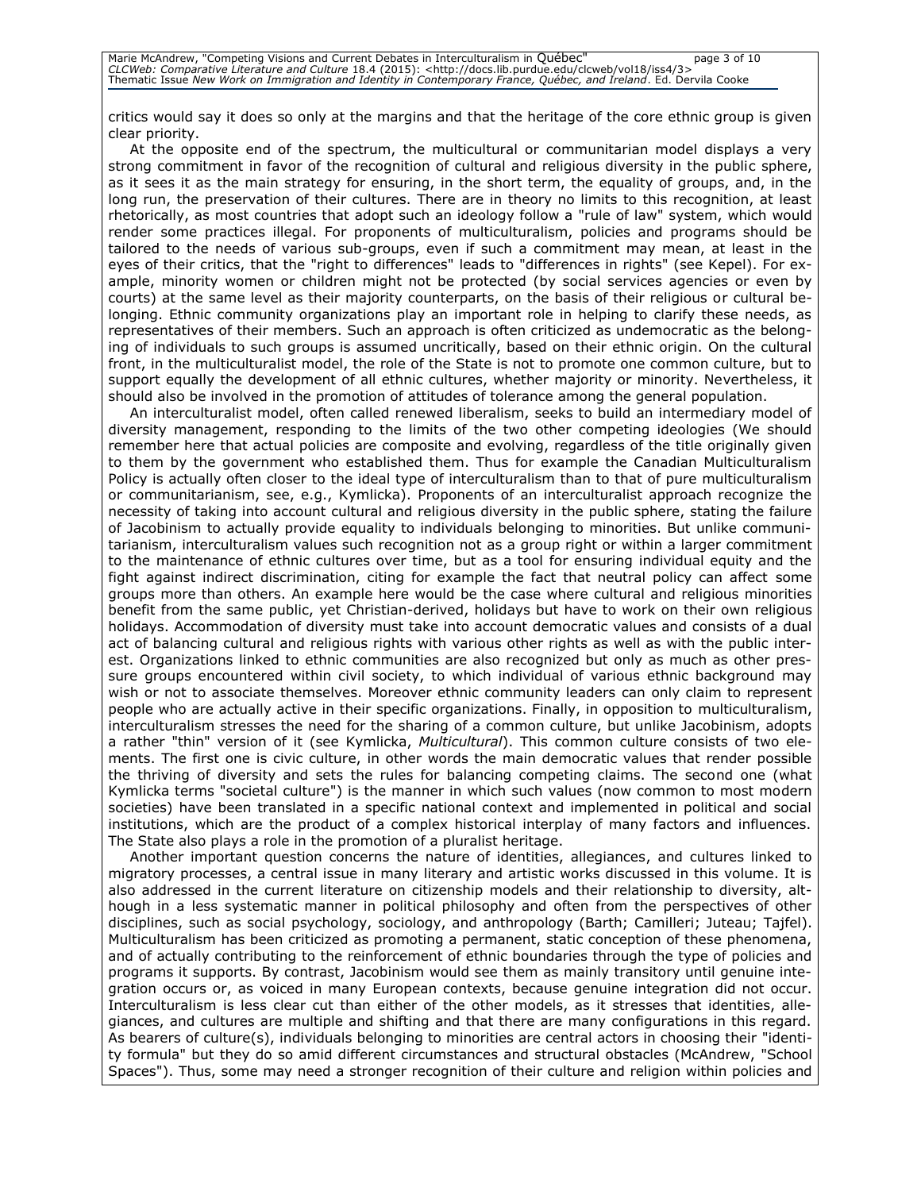critics would say it does so only at the margins and that the heritage of the core ethnic group is given clear priority.

At the opposite end of the spectrum, the multicultural or communitarian model displays a very strong commitment in favor of the recognition of cultural and religious diversity in the public sphere, as it sees it as the main strategy for ensuring, in the short term, the equality of groups, and, in the long run, the preservation of their cultures. There are in theory no limits to this recognition, at least rhetorically, as most countries that adopt such an ideology follow a "rule of law" system, which would render some practices illegal. For proponents of multiculturalism, policies and programs should be tailored to the needs of various sub-groups, even if such a commitment may mean, at least in the eyes of their critics, that the "right to differences" leads to "differences in rights" (see Kepel). For example, minority women or children might not be protected (by social services agencies or even by courts) at the same level as their majority counterparts, on the basis of their religious or cultural belonging. Ethnic community organizations play an important role in helping to clarify these needs, as representatives of their members. Such an approach is often criticized as undemocratic as the belonging of individuals to such groups is assumed uncritically, based on their ethnic origin. On the cultural front, in the multiculturalist model, the role of the State is not to promote one common culture, but to support equally the development of all ethnic cultures, whether majority or minority. Nevertheless, it should also be involved in the promotion of attitudes of tolerance among the general population.

An interculturalist model, often called renewed liberalism, seeks to build an intermediary model of diversity management, responding to the limits of the two other competing ideologies (We should remember here that actual policies are composite and evolving, regardless of the title originally given to them by the government who established them. Thus for example the Canadian Multiculturalism Policy is actually often closer to the ideal type of interculturalism than to that of pure multiculturalism or communitarianism, see, e.g., Kymlicka). Proponents of an interculturalist approach recognize the necessity of taking into account cultural and religious diversity in the public sphere, stating the failure of Jacobinism to actually provide equality to individuals belonging to minorities. But unlike communitarianism, interculturalism values such recognition not as a group right or within a larger commitment to the maintenance of ethnic cultures over time, but as a tool for ensuring individual equity and the fight against indirect discrimination, citing for example the fact that neutral policy can affect some groups more than others. An example here would be the case where cultural and religious minorities benefit from the same public, yet Christian-derived, holidays but have to work on their own religious holidays. Accommodation of diversity must take into account democratic values and consists of a dual act of balancing cultural and religious rights with various other rights as well as with the public interest. Organizations linked to ethnic communities are also recognized but only as much as other pressure groups encountered within civil society, to which individual of various ethnic background may wish or not to associate themselves. Moreover ethnic community leaders can only claim to represent people who are actually active in their specific organizations. Finally, in opposition to multiculturalism, interculturalism stresses the need for the sharing of a common culture, but unlike Jacobinism, adopts a rather "thin" version of it (see Kymlicka, *Multicultural*). This common culture consists of two elements. The first one is civic culture, in other words the main democratic values that render possible the thriving of diversity and sets the rules for balancing competing claims. The second one (what Kymlicka terms "societal culture") is the manner in which such values (now common to most modern societies) have been translated in a specific national context and implemented in political and social institutions, which are the product of a complex historical interplay of many factors and influences. The State also plays a role in the promotion of a pluralist heritage.

Another important question concerns the nature of identities, allegiances, and cultures linked to migratory processes, a central issue in many literary and artistic works discussed in this volume. It is also addressed in the current literature on citizenship models and their relationship to diversity, although in a less systematic manner in political philosophy and often from the perspectives of other disciplines, such as social psychology, sociology, and anthropology (Barth; Camilleri; Juteau; Tajfel). Multiculturalism has been criticized as promoting a permanent, static conception of these phenomena, and of actually contributing to the reinforcement of ethnic boundaries through the type of policies and programs it supports. By contrast, Jacobinism would see them as mainly transitory until genuine integration occurs or, as voiced in many European contexts, because genuine integration did not occur. Interculturalism is less clear cut than either of the other models, as it stresses that identities, allegiances, and cultures are multiple and shifting and that there are many configurations in this regard. As bearers of culture(s), individuals belonging to minorities are central actors in choosing their "identity formula" but they do so amid different circumstances and structural obstacles (McAndrew, "School Spaces"). Thus, some may need a stronger recognition of their culture and religion within policies and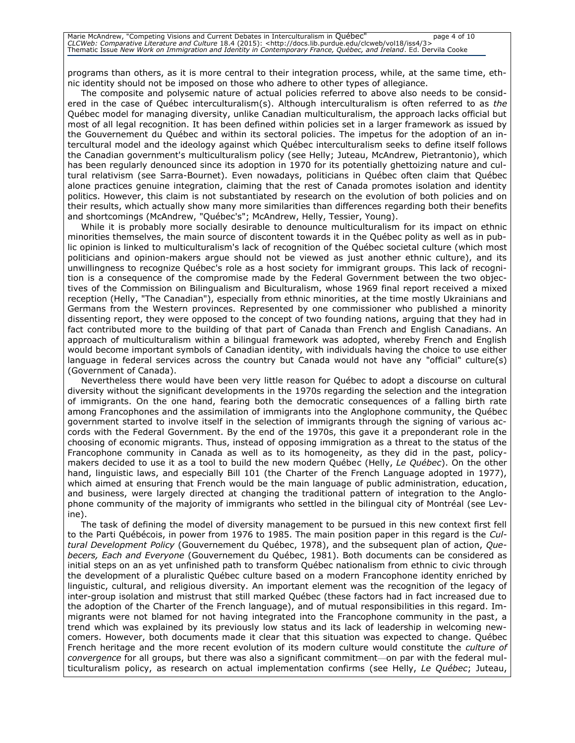programs than others, as it is more central to their integration process, while, at the same time, ethnic identity should not be imposed on those who adhere to other types of allegiance.

The composite and polysemic nature of actual policies referred to above also needs to be considered in the case of Québec interculturalism(s). Although interculturalism is often referred to as *the* Québec model for managing diversity, unlike Canadian multiculturalism, the approach lacks official but most of all legal recognition. It has been defined within policies set in a larger framework as issued by the Gouvernement du Québec and within its sectoral policies. The impetus for the adoption of an intercultural model and the ideology against which Québec interculturalism seeks to define itself follows the Canadian government's multiculturalism policy (see Helly; Juteau, McAndrew, Pietrantonio), which has been regularly denounced since its adoption in 1970 for its potentially ghettoizing nature and cultural relativism (see Sarra-Bournet). Even nowadays, politicians in Québec often claim that Québec alone practices genuine integration, claiming that the rest of Canada promotes isolation and identity politics. However, this claim is not substantiated by research on the evolution of both policies and on their results, which actually show many more similarities than differences regarding both their benefits and shortcomings (McAndrew, "Québec's"; McAndrew, Helly, Tessier, Young).

While it is probably more socially desirable to denounce multiculturalism for its impact on ethnic minorities themselves, the main source of discontent towards it in the Québec polity as well as in public opinion is linked to multiculturalism's lack of recognition of the Québec societal culture (which most politicians and opinion-makers argue should not be viewed as just another ethnic culture), and its unwillingness to recognize Québec's role as a host society for immigrant groups. This lack of recognition is a consequence of the compromise made by the Federal Government between the two objectives of the Commission on Bilingualism and Biculturalism, whose 1969 final report received a mixed reception (Helly, "The Canadian"), especially from ethnic minorities, at the time mostly Ukrainians and Germans from the Western provinces. Represented by one commissioner who published a minority dissenting report, they were opposed to the concept of two founding nations, arguing that they had in fact contributed more to the building of that part of Canada than French and English Canadians. An approach of multiculturalism within a bilingual framework was adopted, whereby French and English would become important symbols of Canadian identity, with individuals having the choice to use either language in federal services across the country but Canada would not have any "official" culture(s) (Government of Canada).

Nevertheless there would have been very little reason for Québec to adopt a discourse on cultural diversity without the significant developments in the 1970s regarding the selection and the integration of immigrants. On the one hand, fearing both the democratic consequences of a falling birth rate among Francophones and the assimilation of immigrants into the Anglophone community, the Québec government started to involve itself in the selection of immigrants through the signing of various accords with the Federal Government. By the end of the 1970s, this gave it a preponderant role in the choosing of economic migrants. Thus, instead of opposing immigration as a threat to the status of the Francophone community in Canada as well as to its homogeneity, as they did in the past, policymakers decided to use it as a tool to build the new modern Québec (Helly, *Le Québec*). On the other hand, linguistic laws, and especially Bill 101 (the Charter of the French Language adopted in 1977), which aimed at ensuring that French would be the main language of public administration, education, and business, were largely directed at changing the traditional pattern of integration to the Anglophone community of the majority of immigrants who settled in the bilingual city of Montréal (see Levine).

The task of defining the model of diversity management to be pursued in this new context first fell to the Parti Québécois, in power from 1976 to 1985. The main position paper in this regard is the *Cultural Development Policy* (Gouvernement du Québec, 1978), and the subsequent plan of action, *Quebecers, Each and Everyone* (Gouvernement du Québec, 1981). Both documents can be considered as initial steps on an as yet unfinished path to transform Québec nationalism from ethnic to civic through the development of a pluralistic Québec culture based on a modern Francophone identity enriched by linguistic, cultural, and religious diversity. An important element was the recognition of the legacy of inter-group isolation and mistrust that still marked Québec (these factors had in fact increased due to the adoption of the Charter of the French language), and of mutual responsibilities in this regard. Immigrants were not blamed for not having integrated into the Francophone community in the past, a trend which was explained by its previously low status and its lack of leadership in welcoming newcomers. However, both documents made it clear that this situation was expected to change. Québec French heritage and the more recent evolution of its modern culture would constitute the *culture of convergence* for all groups, but there was also a significant commitment—on par with the federal multiculturalism policy, as research on actual implementation confirms (see Helly, *Le Québec*; Juteau,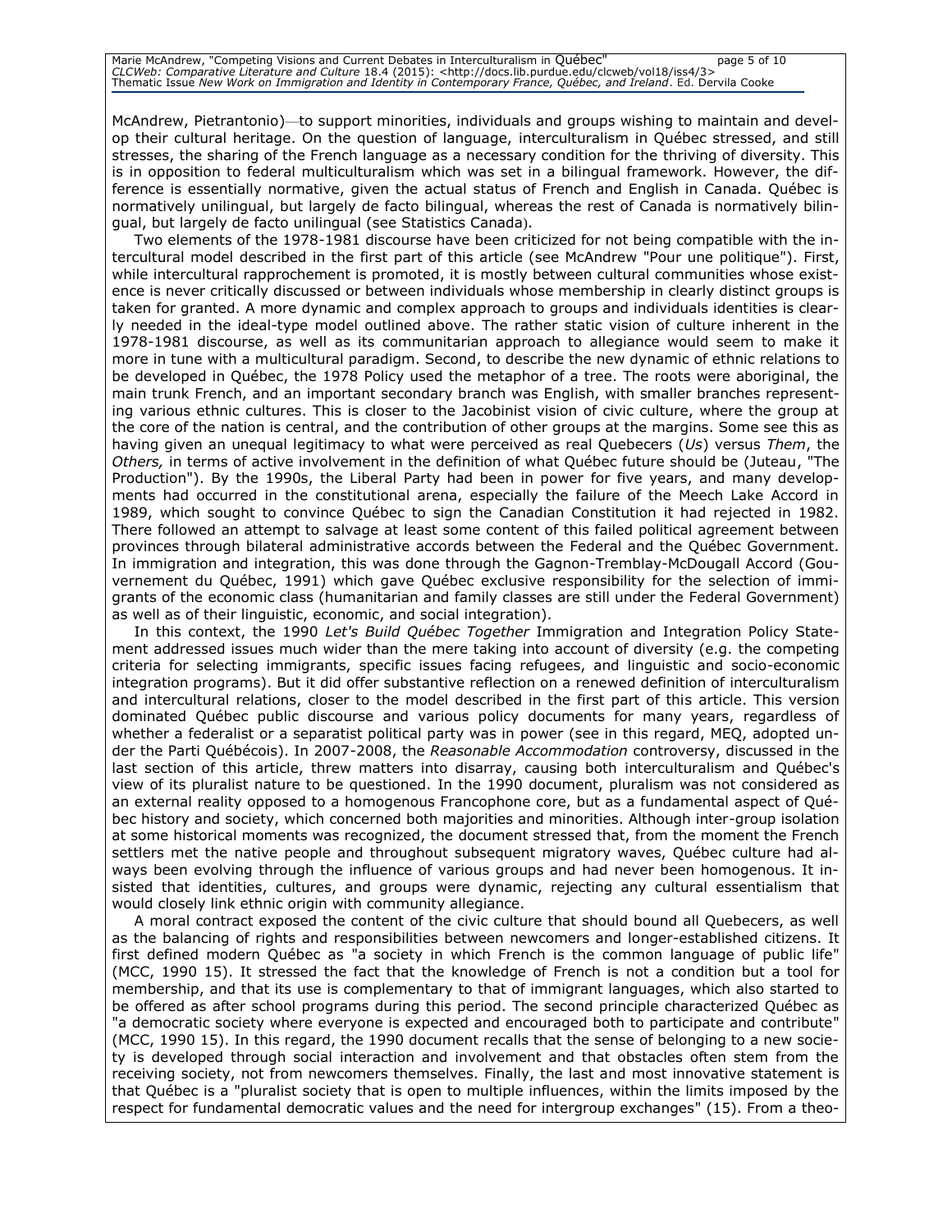McAndrew, Pietrantonio)—to support minorities, individuals and groups wishing to maintain and develop their cultural heritage. On the question of language, interculturalism in Québec stressed, and still stresses, the sharing of the French language as a necessary condition for the thriving of diversity. This is in opposition to federal multiculturalism which was set in a bilingual framework. However, the difference is essentially normative, given the actual status of French and English in Canada. Québec is normatively unilingual, but largely de facto bilingual, whereas the rest of Canada is normatively bilingual, but largely de facto unilingual (see Statistics Canada).

Two elements of the 1978-1981 discourse have been criticized for not being compatible with the intercultural model described in the first part of this article (see McAndrew "Pour une politique"). First, while intercultural rapprochement is promoted, it is mostly between cultural communities whose existence is never critically discussed or between individuals whose membership in clearly distinct groups is taken for granted. A more dynamic and complex approach to groups and individuals identities is clearly needed in the ideal-type model outlined above. The rather static vision of culture inherent in the 1978-1981 discourse, as well as its communitarian approach to allegiance would seem to make it more in tune with a multicultural paradigm. Second, to describe the new dynamic of ethnic relations to be developed in Québec, the 1978 Policy used the metaphor of a tree. The roots were aboriginal, the main trunk French, and an important secondary branch was English, with smaller branches representing various ethnic cultures. This is closer to the Jacobinist vision of civic culture, where the group at the core of the nation is central, and the contribution of other groups at the margins. Some see this as having given an unequal legitimacy to what were perceived as real Quebecers (*Us*) versus *Them*, the *Others,* in terms of active involvement in the definition of what Québec future should be (Juteau, "The Production"). By the 1990s, the Liberal Party had been in power for five years, and many developments had occurred in the constitutional arena, especially the failure of the Meech Lake Accord in 1989, which sought to convince Québec to sign the Canadian Constitution it had rejected in 1982. There followed an attempt to salvage at least some content of this failed political agreement between provinces through bilateral administrative accords between the Federal and the Québec Government. In immigration and integration, this was done through the Gagnon-Tremblay-McDougall Accord (Gouvernement du Québec, 1991) which gave Québec exclusive responsibility for the selection of immigrants of the economic class (humanitarian and family classes are still under the Federal Government) as well as of their linguistic, economic, and social integration).

In this context, the 1990 *Let's Build Québec Together* Immigration and Integration Policy Statement addressed issues much wider than the mere taking into account of diversity (e.g. the competing criteria for selecting immigrants, specific issues facing refugees, and linguistic and socio-economic integration programs). But it did offer substantive reflection on a renewed definition of interculturalism and intercultural relations, closer to the model described in the first part of this article. This version dominated Québec public discourse and various policy documents for many years, regardless of whether a federalist or a separatist political party was in power (see in this regard, MEQ, adopted under the Parti Québécois). In 2007-2008, the *Reasonable Accommodation* controversy, discussed in the last section of this article, threw matters into disarray, causing both interculturalism and Québec's view of its pluralist nature to be questioned. In the 1990 document, pluralism was not considered as an external reality opposed to a homogenous Francophone core, but as a fundamental aspect of Québec history and society, which concerned both majorities and minorities. Although inter-group isolation at some historical moments was recognized, the document stressed that, from the moment the French settlers met the native people and throughout subsequent migratory waves, Québec culture had always been evolving through the influence of various groups and had never been homogenous. It insisted that identities, cultures, and groups were dynamic, rejecting any cultural essentialism that would closely link ethnic origin with community allegiance.

A moral contract exposed the content of the civic culture that should bound all Quebecers, as well as the balancing of rights and responsibilities between newcomers and longer-established citizens. It first defined modern Québec as "a society in which French is the common language of public life" (MCC, 1990 15). It stressed the fact that the knowledge of French is not a condition but a tool for membership, and that its use is complementary to that of immigrant languages, which also started to be offered as after school programs during this period. The second principle characterized Québec as "a democratic society where everyone is expected and encouraged both to participate and contribute" (MCC, 1990 15). In this regard, the 1990 document recalls that the sense of belonging to a new society is developed through social interaction and involvement and that obstacles often stem from the receiving society, not from newcomers themselves. Finally, the last and most innovative statement is that Québec is a "pluralist society that is open to multiple influences, within the limits imposed by the respect for fundamental democratic values and the need for intergroup exchanges" (15). From a theo-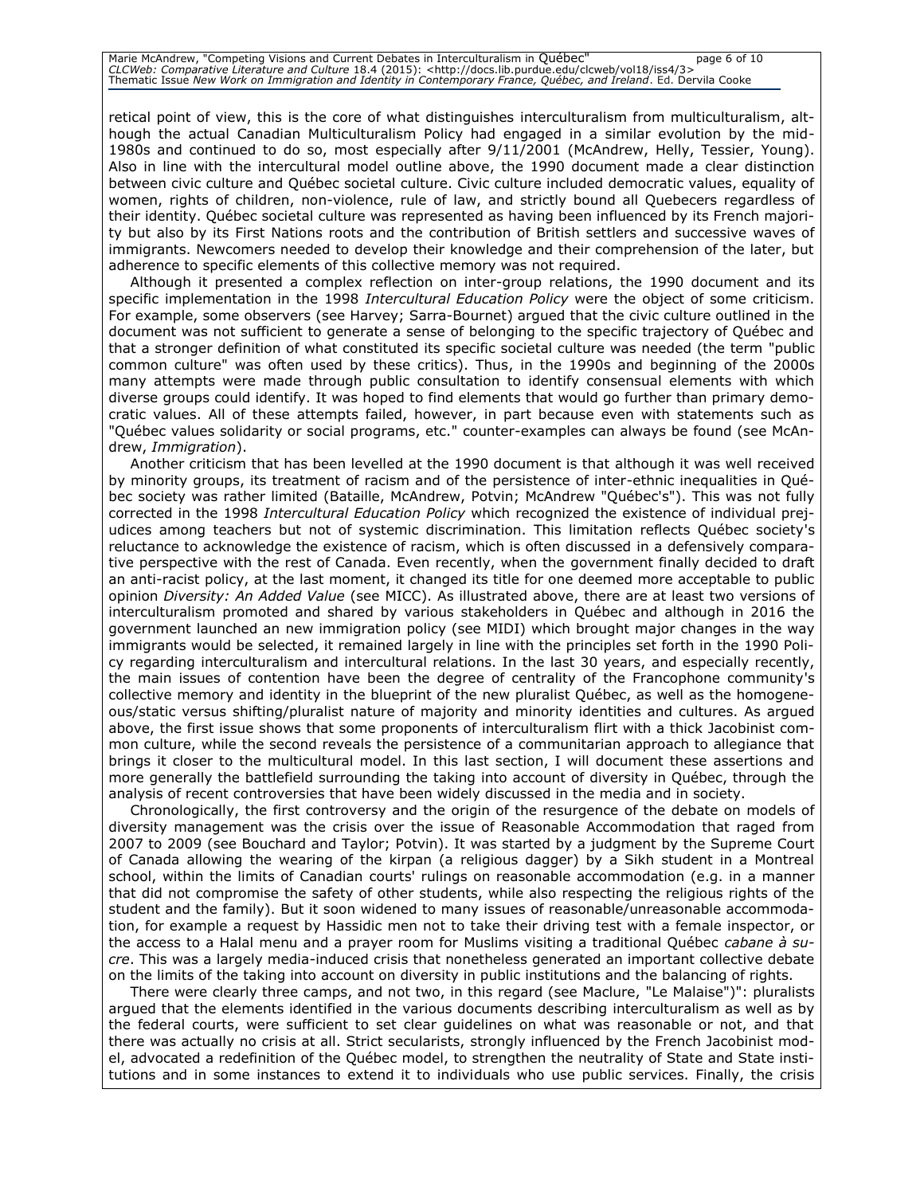retical point of view, this is the core of what distinguishes interculturalism from multiculturalism, although the actual Canadian Multiculturalism Policy had engaged in a similar evolution by the mid-1980s and continued to do so, most especially after 9/11/2001 (McAndrew, Helly, Tessier, Young). Also in line with the intercultural model outline above, the 1990 document made a clear distinction between civic culture and Québec societal culture. Civic culture included democratic values, equality of women, rights of children, non-violence, rule of law, and strictly bound all Quebecers regardless of their identity. Québec societal culture was represented as having been influenced by its French majority but also by its First Nations roots and the contribution of British settlers and successive waves of immigrants. Newcomers needed to develop their knowledge and their comprehension of the later, but adherence to specific elements of this collective memory was not required.

Although it presented a complex reflection on inter-group relations, the 1990 document and its specific implementation in the 1998 *Intercultural Education Policy* were the object of some criticism. For example, some observers (see Harvey; Sarra-Bournet) argued that the civic culture outlined in the document was not sufficient to generate a sense of belonging to the specific trajectory of Québec and that a stronger definition of what constituted its specific societal culture was needed (the term "public common culture" was often used by these critics). Thus, in the 1990s and beginning of the 2000s many attempts were made through public consultation to identify consensual elements with which diverse groups could identify. It was hoped to find elements that would go further than primary democratic values. All of these attempts failed, however, in part because even with statements such as "Québec values solidarity or social programs, etc." counter-examples can always be found (see McAndrew, *Immigration*).

Another criticism that has been levelled at the 1990 document is that although it was well received by minority groups, its treatment of racism and of the persistence of inter-ethnic inequalities in Québec society was rather limited (Bataille, McAndrew, Potvin; McAndrew "Québec's"). This was not fully corrected in the 1998 *Intercultural Education Policy* which recognized the existence of individual prejudices among teachers but not of systemic discrimination. This limitation reflects Québec society's reluctance to acknowledge the existence of racism, which is often discussed in a defensively comparative perspective with the rest of Canada. Even recently, when the government finally decided to draft an anti-racist policy, at the last moment, it changed its title for one deemed more acceptable to public opinion *Diversity: An Added Value* (see MICC). As illustrated above, there are at least two versions of interculturalism promoted and shared by various stakeholders in Québec and although in 2016 the government launched an new immigration policy (see MIDI) which brought major changes in the way immigrants would be selected, it remained largely in line with the principles set forth in the 1990 Policy regarding interculturalism and intercultural relations. In the last 30 years, and especially recently, the main issues of contention have been the degree of centrality of the Francophone community's collective memory and identity in the blueprint of the new pluralist Québec, as well as the homogeneous/static versus shifting/pluralist nature of majority and minority identities and cultures. As argued above, the first issue shows that some proponents of interculturalism flirt with a thick Jacobinist common culture, while the second reveals the persistence of a communitarian approach to allegiance that brings it closer to the multicultural model. In this last section, I will document these assertions and more generally the battlefield surrounding the taking into account of diversity in Québec, through the analysis of recent controversies that have been widely discussed in the media and in society.

Chronologically, the first controversy and the origin of the resurgence of the debate on models of diversity management was the crisis over the issue of Reasonable Accommodation that raged from 2007 to 2009 (see Bouchard and Taylor; Potvin). It was started by a judgment by the Supreme Court of Canada allowing the wearing of the kirpan (a religious dagger) by a Sikh student in a Montreal school, within the limits of Canadian courts' rulings on reasonable accommodation (e.g. in a manner that did not compromise the safety of other students, while also respecting the religious rights of the student and the family). But it soon widened to many issues of reasonable/unreasonable accommodation, for example a request by Hassidic men not to take their driving test with a female inspector, or the access to a Halal menu and a prayer room for Muslims visiting a traditional Québec *cabane à sucre*. This was a largely media-induced crisis that nonetheless generated an important collective debate on the limits of the taking into account on diversity in public institutions and the balancing of rights.

There were clearly three camps, and not two, in this regard (see Maclure, "Le Malaise")": pluralists argued that the elements identified in the various documents describing interculturalism as well as by the federal courts, were sufficient to set clear guidelines on what was reasonable or not, and that there was actually no crisis at all. Strict secularists, strongly influenced by the French Jacobinist model, advocated a redefinition of the Québec model, to strengthen the neutrality of State and State institutions and in some instances to extend it to individuals who use public services. Finally, the crisis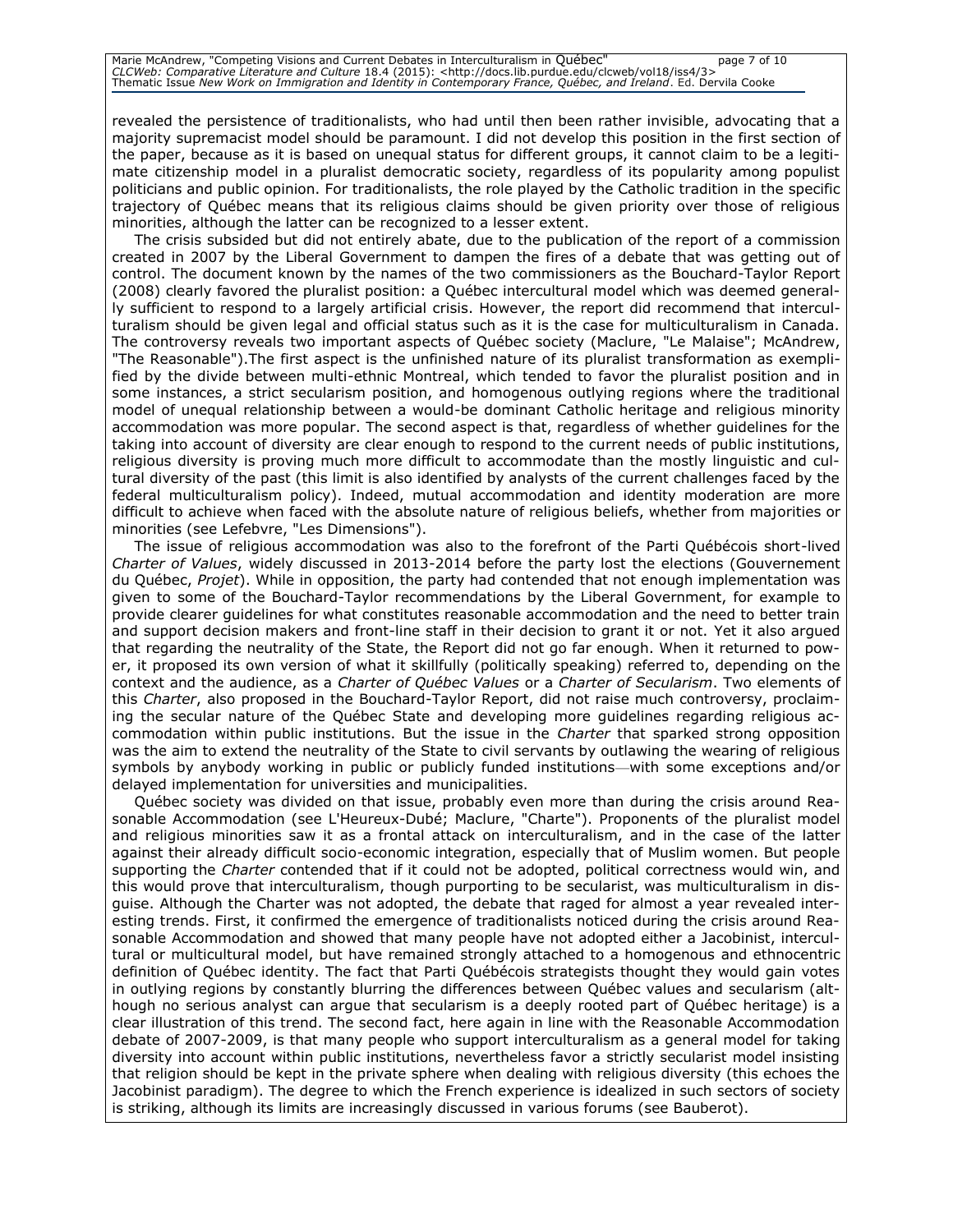revealed the persistence of traditionalists, who had until then been rather invisible, advocating that a majority supremacist model should be paramount. I did not develop this position in the first section of the paper, because as it is based on unequal status for different groups, it cannot claim to be a legitimate citizenship model in a pluralist democratic society, regardless of its popularity among populist politicians and public opinion. For traditionalists, the role played by the Catholic tradition in the specific trajectory of Québec means that its religious claims should be given priority over those of religious minorities, although the latter can be recognized to a lesser extent.

The crisis subsided but did not entirely abate, due to the publication of the report of a commission created in 2007 by the Liberal Government to dampen the fires of a debate that was getting out of control. The document known by the names of the two commissioners as the Bouchard-Taylor Report (2008) clearly favored the pluralist position: a Québec intercultural model which was deemed generally sufficient to respond to a largely artificial crisis. However, the report did recommend that interculturalism should be given legal and official status such as it is the case for multiculturalism in Canada. The controversy reveals two important aspects of Québec society (Maclure, "Le Malaise"; McAndrew, "The Reasonable").The first aspect is the unfinished nature of its pluralist transformation as exemplified by the divide between multi-ethnic Montreal, which tended to favor the pluralist position and in some instances, a strict secularism position, and homogenous outlying regions where the traditional model of unequal relationship between a would-be dominant Catholic heritage and religious minority accommodation was more popular. The second aspect is that, regardless of whether guidelines for the taking into account of diversity are clear enough to respond to the current needs of public institutions, religious diversity is proving much more difficult to accommodate than the mostly linguistic and cultural diversity of the past (this limit is also identified by analysts of the current challenges faced by the federal multiculturalism policy). Indeed, mutual accommodation and identity moderation are more difficult to achieve when faced with the absolute nature of religious beliefs, whether from majorities or minorities (see Lefebvre, "Les Dimensions").

The issue of religious accommodation was also to the forefront of the Parti Québécois short-lived *Charter of Values*, widely discussed in 2013-2014 before the party lost the elections (Gouvernement du Québec, *Projet*). While in opposition, the party had contended that not enough implementation was given to some of the Bouchard-Taylor recommendations by the Liberal Government, for example to provide clearer guidelines for what constitutes reasonable accommodation and the need to better train and support decision makers and front-line staff in their decision to grant it or not. Yet it also argued that regarding the neutrality of the State, the Report did not go far enough. When it returned to power, it proposed its own version of what it skillfully (politically speaking) referred to, depending on the context and the audience, as a *Charter of Québec Values* or a *Charter of Secularism*. Two elements of this *Charter*, also proposed in the Bouchard-Taylor Report, did not raise much controversy, proclaiming the secular nature of the Québec State and developing more guidelines regarding religious accommodation within public institutions. But the issue in the *Charter* that sparked strong opposition was the aim to extend the neutrality of the State to civil servants by outlawing the wearing of religious symbols by anybody working in public or publicly funded institutions—with some exceptions and/or delayed implementation for universities and municipalities.

Québec society was divided on that issue, probably even more than during the crisis around Reasonable Accommodation (see L'Heureux-Dubé; Maclure, "Charte"). Proponents of the pluralist model and religious minorities saw it as a frontal attack on interculturalism, and in the case of the latter against their already difficult socio-economic integration, especially that of Muslim women. But people supporting the *Charter* contended that if it could not be adopted, political correctness would win, and this would prove that interculturalism, though purporting to be secularist, was multiculturalism in disguise. Although the Charter was not adopted, the debate that raged for almost a year revealed interesting trends. First, it confirmed the emergence of traditionalists noticed during the crisis around Reasonable Accommodation and showed that many people have not adopted either a Jacobinist, intercultural or multicultural model, but have remained strongly attached to a homogenous and ethnocentric definition of Québec identity. The fact that Parti Québécois strategists thought they would gain votes in outlying regions by constantly blurring the differences between Québec values and secularism (although no serious analyst can argue that secularism is a deeply rooted part of Québec heritage) is a clear illustration of this trend. The second fact, here again in line with the Reasonable Accommodation debate of 2007-2009, is that many people who support interculturalism as a general model for taking diversity into account within public institutions, nevertheless favor a strictly secularist model insisting that religion should be kept in the private sphere when dealing with religious diversity (this echoes the Jacobinist paradigm). The degree to which the French experience is idealized in such sectors of society is striking, although its limits are increasingly discussed in various forums (see Bauberot).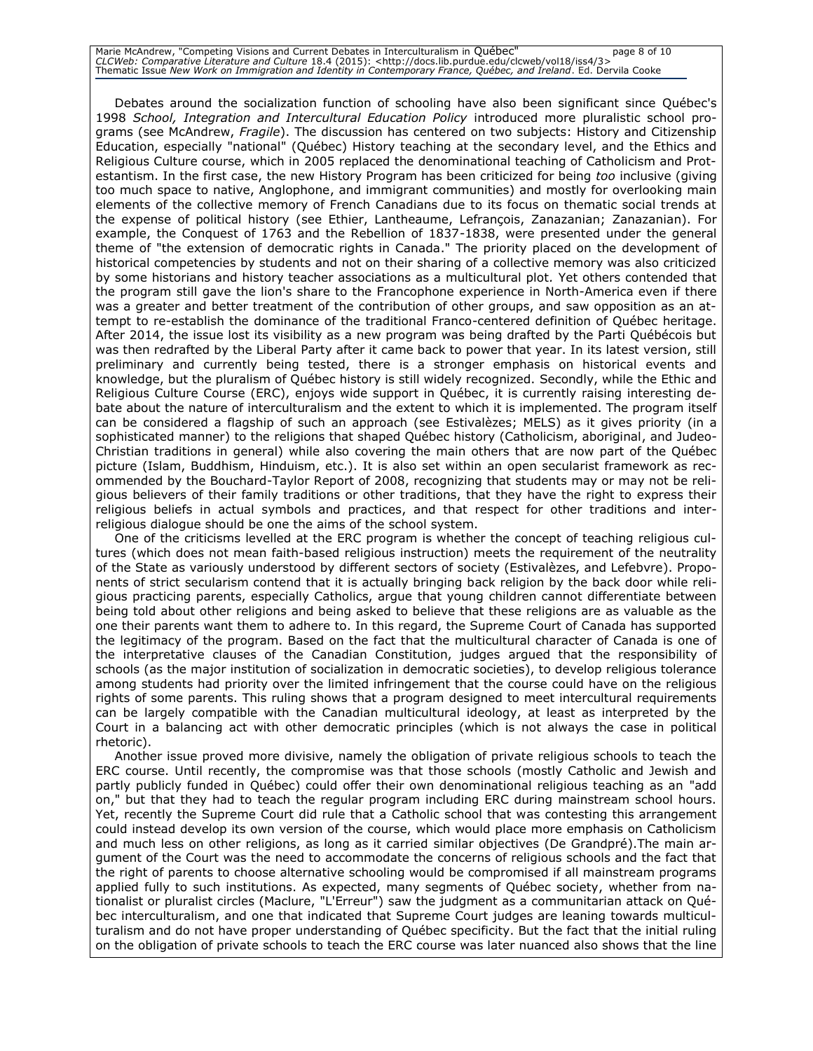Debates around the socialization function of schooling have also been significant since Québec's 1998 *School, Integration and Intercultural Education Policy* introduced more pluralistic school programs (see McAndrew, *Fragile*). The discussion has centered on two subjects: History and Citizenship Education, especially "national" (Québec) History teaching at the secondary level, and the Ethics and Religious Culture course, which in 2005 replaced the denominational teaching of Catholicism and Protestantism. In the first case, the new History Program has been criticized for being *too* inclusive (giving too much space to native, Anglophone, and immigrant communities) and mostly for overlooking main elements of the collective memory of French Canadians due to its focus on thematic social trends at the expense of political history (see Ethier, Lantheaume, Lefrançois, Zanazanian; Zanazanian). For example, the Conquest of 1763 and the Rebellion of 1837-1838, were presented under the general theme of "the extension of democratic rights in Canada." The priority placed on the development of historical competencies by students and not on their sharing of a collective memory was also criticized by some historians and history teacher associations as a multicultural plot. Yet others contended that the program still gave the lion's share to the Francophone experience in North-America even if there was a greater and better treatment of the contribution of other groups, and saw opposition as an attempt to re-establish the dominance of the traditional Franco-centered definition of Québec heritage. After 2014, the issue lost its visibility as a new program was being drafted by the Parti Québécois but was then redrafted by the Liberal Party after it came back to power that year. In its latest version, still preliminary and currently being tested, there is a stronger emphasis on historical events and knowledge, but the pluralism of Québec history is still widely recognized. Secondly, while the Ethic and Religious Culture Course (ERC), enjoys wide support in Québec, it is currently raising interesting debate about the nature of interculturalism and the extent to which it is implemented. The program itself can be considered a flagship of such an approach (see Estivalèzes; MELS) as it gives priority (in a sophisticated manner) to the religions that shaped Québec history (Catholicism, aboriginal, and Judeo-Christian traditions in general) while also covering the main others that are now part of the Québec picture (Islam, Buddhism, Hinduism, etc.). It is also set within an open secularist framework as recommended by the Bouchard-Taylor Report of 2008, recognizing that students may or may not be religious believers of their family traditions or other traditions, that they have the right to express their religious beliefs in actual symbols and practices, and that respect for other traditions and inter-religious dialogue should be one the aims of the school system.

One of the criticisms levelled at the ERC program is whether the concept of teaching religious cultures (which does not mean faith-based religious instruction) meets the requirement of the neutrality of the State as variously understood by different sectors of society (Estivalèzes, and Lefebvre). Proponents of strict secularism contend that it is actually bringing back religion by the back door while religious practicing parents, especially Catholics, argue that young children cannot differentiate between being told about other religions and being asked to believe that these religions are as valuable as the one their parents want them to adhere to. In this regard, the Supreme Court of Canada has supported the legitimacy of the program. Based on the fact that the multicultural character of Canada is one of the interpretative clauses of the Canadian Constitution, judges argued that the responsibility of schools (as the major institution of socialization in democratic societies), to develop religious tolerance among students had priority over the limited infringement that the course could have on the religious rights of some parents. This ruling shows that a program designed to meet intercultural requirements can be largely compatible with the Canadian multicultural ideology, at least as interpreted by the Court in a balancing act with other democratic principles (which is not always the case in political rhetoric).

Another issue proved more divisive, namely the obligation of private religious schools to teach the ERC course. Until recently, the compromise was that those schools (mostly Catholic and Jewish and partly publicly funded in Québec) could offer their own denominational religious teaching as an "add on," but that they had to teach the regular program including ERC during mainstream school hours. Yet, recently the Supreme Court did rule that a Catholic school that was contesting this arrangement could instead develop its own version of the course, which would place more emphasis on Catholicism and much less on other religions, as long as it carried similar objectives (De Grandpré).The main argument of the Court was the need to accommodate the concerns of religious schools and the fact that the right of parents to choose alternative schooling would be compromised if all mainstream programs applied fully to such institutions. As expected, many segments of Québec society, whether from nationalist or pluralist circles (Maclure, "L'Erreur") saw the judgment as a communitarian attack on Québec interculturalism, and one that indicated that Supreme Court judges are leaning towards multiculturalism and do not have proper understanding of Québec specificity. But the fact that the initial ruling on the obligation of private schools to teach the ERC course was later nuanced also shows that the line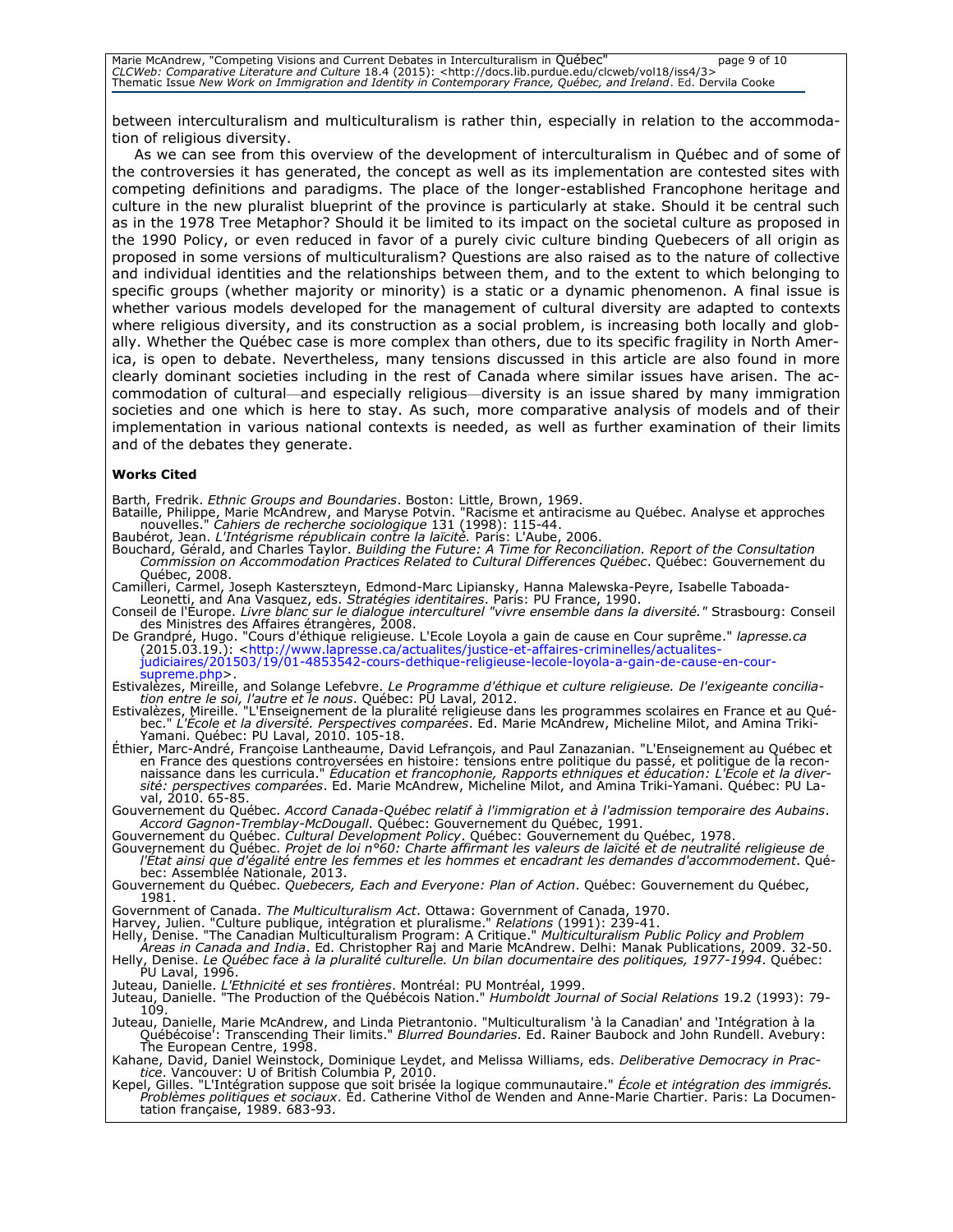between interculturalism and multiculturalism is rather thin, especially in relation to the accommodation of religious diversity.

As we can see from this overview of the development of interculturalism in Québec and of some of the controversies it has generated, the concept as well as its implementation are contested sites with competing definitions and paradigms. The place of the longer-established Francophone heritage and culture in the new pluralist blueprint of the province is particularly at stake. Should it be central such as in the 1978 Tree Metaphor? Should it be limited to its impact on the societal culture as proposed in the 1990 Policy, or even reduced in favor of a purely civic culture binding Quebecers of all origin as proposed in some versions of multiculturalism? Questions are also raised as to the nature of collective and individual identities and the relationships between them, and to the extent to which belonging to specific groups (whether majority or minority) is a static or a dynamic phenomenon. A final issue is whether various models developed for the management of cultural diversity are adapted to contexts where religious diversity, and its construction as a social problem, is increasing both locally and globally. Whether the Québec case is more complex than others, due to its specific fragility in North America, is open to debate. Nevertheless, many tensions discussed in this article are also found in more clearly dominant societies including in the rest of Canada where similar issues have arisen. The accommodation of cultural—and especially religious—diversity is an issue shared by many immigration societies and one which is here to stay. As such, more comparative analysis of models and of their implementation in various national contexts is needed, as well as further examination of their limits and of the debates they generate.

**Works Cited**

Barth, Fredrik. *Ethnic Groups and Boundaries*. Boston: Little, Brown, 1969.

Bataille, Philippe, Marie McAndrew, and Maryse Potvin. "Racisme et antiracisme au Québec. Analyse et approches nouvelles." *Cahiers de recherche sociologique* 131 (1998): 115-44.

Baubérot, Jean. *L'Intégrisme républicain contre la laïcité.* Paris: L'Aube, 2006.

Bouchard, Gérald, and Charles Taylor. *Building the Future: A Time for Reconciliation. Report of the Consultation Commission on Accommodation Practices Related to Cultural Differences Québec*. Québec: Gouvernement du Québec, 2008.

Camilleri, Carmel, Joseph Kastersztein, Edmond-Marc Lipiansky, Hanna Malewska-Peyre, Isabelle Taboada-Leonetti, and Ana Vasquez, eds. *Stratégies identitaires*. Paris: PU France, 1990.

Conseil de l'Europe. *Livre blanc sur le dialogue interculturel "vivre ensemble dans la diversité."* Strasbourg: Conseil des Ministres des Affaires étrangères, 2008.

De Grandpré, Hugo. "Cours d'éthique religieuse. L'Ecole Loyola a gain de cause en Cour suprême." *lapresse.ca* (2015.03.19.): <http://www.lapresse.ca/actualites/justice-et-affaires-criminelles/actualites-judiciaires/201503/19/01-4853542-cours-dethique-religieuse-lecole-loyola-a-gain-de-cause-en-cour-supreme.php>.

Estivalèzes, Mireille, and Solange Lefebvre. *Le Programme d'éthique et culture religieuse. De l'exigeante conciliation entre le soi, l'autre et le nous*. Québec: PU Laval, 2012.

Estivalèzes, Mireille. "L'Enseignement de la pluralité religieuse dans les programmes scolaires en France et au Québec." *L'École et la diversité. Perspectives comparées*. Ed. Marie McAndrew, Micheline Milot, and Amina Triki-Yamani. Québec: PU Laval, 2010. 105-18.

Éthier, Marc-André, Françoise Lantheaume, David Lefrançois, and Paul Zanazanian. "L'Enseignement au Québec et en France des questions controversées en histoire: tensions entre politique du passé, et politique de la reconnaissance dans les curricula." *Éducation et francophonie, Rapports ethniques et éducation: L'École et la diversité: perspectives comparées*. Ed. Marie McAndrew, Micheline Milot, and Amina Triki-Yamani. Québec: PU Laval, 2010. 65-85.

Gouvernement du Québec. *Accord Canada-Québec relatif à l'immigration et à l'admission temporaire des Aubains*. *Accord Gagnon-Tremblay-McDougall*. Québec: Gouvernement du Québec, 1991.

Gouvernement du Québec. *Cultural Development Policy*. Québec: Gouvernement du Québec, 1978.

Gouvernement du Québec. *Projet de loi n°60: Charte affirmant les valeurs de laïcité et de neutralité religieuse de l'Etat ainsi que d'égalité entre les femmes et les hommes et encadrant les demandes d'accommodement*. Québec: Assemblée Nationale, 2013.

Gouvernement du Québec. *Quebecers, Each and Everyone: Plan of Action*. Québec: Gouvernement du Québec, 1981.

Government of Canada. *The Multiculturalism Act*. Ottawa: Government of Canada, 1970.

Harvey, Julien. "Culture publique, intégration et pluralisme." *Relations* (1991): 239-41.

Helly, Denise. "The Canadian Multiculturalism Program: A Critique." *Multiculturalism Public Policy and Problem Areas in Canada and India*. Ed. Christopher Raj and Marie McAndrew. Delhi: Manak Publications, 2009. 32-50.

Helly, Denise. *Le Québec face à la pluralité culturelle. Un bilan documentaire des politiques, 1977-1994*. Québec: PU Laval, 1996.

Juteau, Danielle. *L'Ethnicité et ses frontières*. Montréal: PU Montréal, 1999.

Juteau, Danielle. "The Production of the Québécois Nation." *Humboldt Journal of Social Relations* 19.2 (1993): 79-109.

Juteau, Danielle, Marie McAndrew, and Linda Pietrantonio. "Multiculturalism 'à la Canadian' and 'Intégration à la Québécoise': Transcending Their limits." *Blurred Boundaries*. Ed. Rainer Baubock and John Rundell. Avebury: The European Centre, 1998.

Kahane, David, Daniel Weinstock, Dominique Leydet, and Melissa Williams, eds. *Deliberative Democracy in Practice*. Vancouver: U of British Columbia P, 2010.

Kepel, Gilles. "L'Intégration suppose que soit brisée la logique communautaire." *École et intégration des immigrés. Problèmes politiques et sociaux*. Ed. Catherine Vithol de Wenden and Anne-Marie Chartier. Paris: La Documentation française, 1989. 683-93.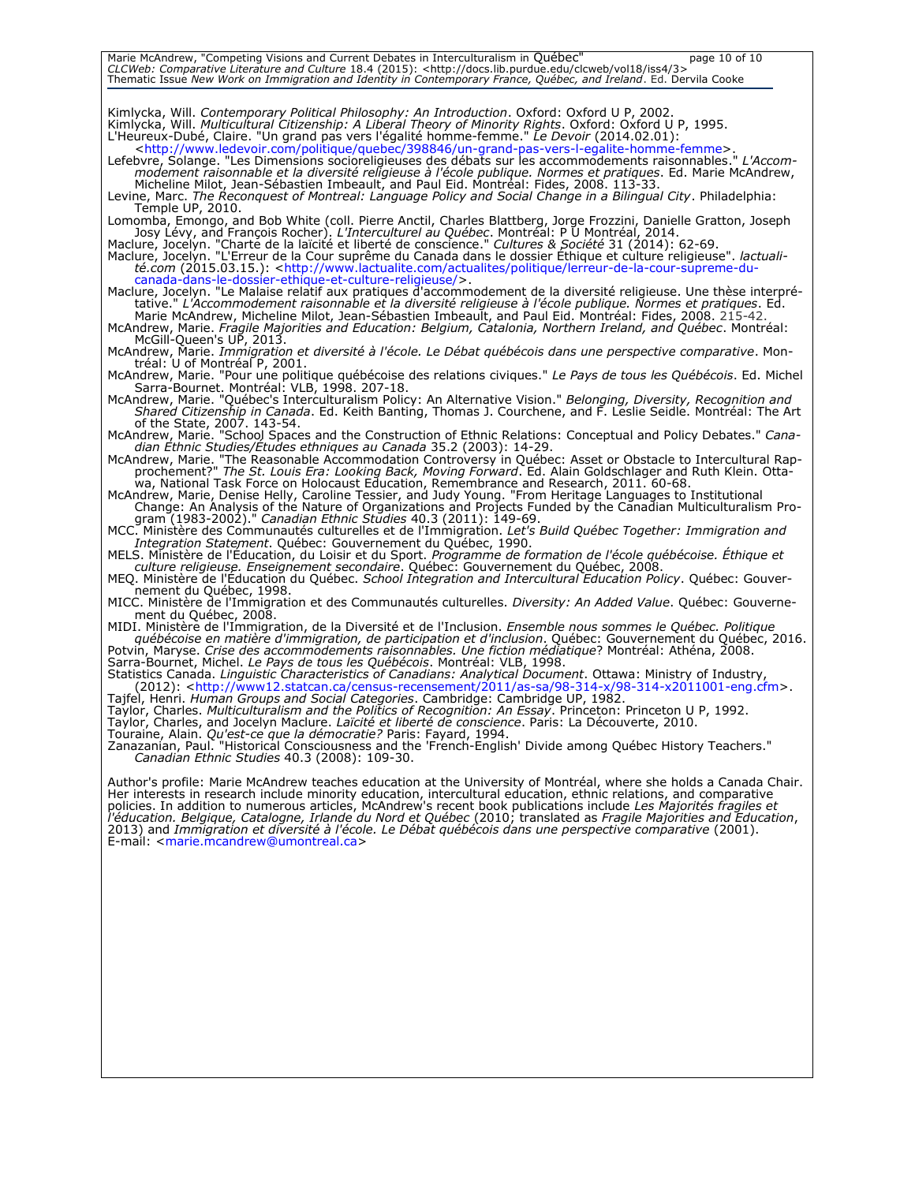Kimlycka, Will. *Contemporary Political Philosophy: An Introduction*. Oxford: Oxford U P, 2002.

Kimlycka, Will. *Multicultural Citizenship: A Liberal Theory of Minority Rights*. Oxford: Oxford U P, 1995.

L'Heureux-Dubé, Claire. "Un grand pas vers l'égalité homme-femme." *Le Devoir* (2014.02.01): <http://www.ledevoir.com/politique/quebec/398846/un-grand-pas-vers-l-egalite-homme-femme>.

Lefebvre, Solange. "Les Dimensions socioreligieuses des débats sur les accommodements raisonnables." *L'Accommodement raisonnable et la diversité religieuse à l'école publique. Normes et pratiques*. Ed. Marie McAndrew, Micheline Milot, Jean-Sébastien Imbeault, and Paul Eid. Montréal: Fides, 2008. 113-33.

Levine, Marc. *The Reconquest of Montreal: Language Policy and Social Change in a Bilingual City*. Philadelphia: Temple UP, 2010.

Lomomba, Emongo, and Bob White (coll. Pierre Anctil, Charles Blattberg, Jorge Frozzini, Danielle Gratton, Joseph Josy Lévy, and François Rocher). *L'Interculturel au Québec*. Montréal: P U Montréal, 2014.

Maclure, Jocelyn. "Charte de la laïcité et liberté de conscience." *Cultures & Société* 31 (2014): 62-69.

Maclure, Jocelyn. "L'Erreur de la Cour suprême du Canada dans le dossier Éthique et culture religieuse". *lactualité.com* (2015.03.15.): <http://www.lactualite.com/actualites/politique/lerreur-de-la-cour-supreme-du-canada-dans-le-dossier-ethique-et-culture-religieuse/>.

Maclure, Jocelyn. "Le Malaise relatif aux pratiques d'accommodement de la diversité religieuse. Une thèse interprétative." *L'Accommodement raisonnable et la diversité religieuse à l'école publique. Normes et pratiques*. Ed. Marie McAndrew, Micheline Milot, Jean-Sébastien Imbeault, and Paul Eid. Montréal: Fides, 2008. 215-42.

McAndrew, Marie. *Fragile Majorities and Education: Belgium, Catalonia, Northern Ireland, and Québec*. Montréal: McGill-Queen's UP, 2013.

McAndrew, Marie. *Immigration et diversité à l'école. Le Débat québécois dans une perspective comparative*. Montréal: U of Montréal P, 2001.

McAndrew, Marie. "Pour une politique québécoise des relations civiques." *Le Pays de tous les Québécois*. Ed. Michel Sarra-Bournet. Montréal: VLB, 1998. 207-18.

McAndrew, Marie. "Québec's Interculturalism Policy: An Alternative Vision." *Belonging, Diversity, Recognition and Shared Citizenship in Canada*. Ed. Keith Banting, Thomas J. Courchene, and F. Leslie Seidle. Montréal: The Art of the State, 2007. 143-54.

McAndrew, Marie. "School Spaces and the Construction of Ethnic Relations: Conceptual and Policy Debates." *Canadian Ethnic Studies/Études ethniques au Canada* 35.2 (2003): 14-29.

McAndrew, Marie. "The Reasonable Accommodation Controversy in Québec: Asset or Obstacle to Intercultural Rapprochement?" *The St. Louis Era: Looking Back, Moving Forward*. Ed. Alain Goldschlager and Ruth Klein. Ottawa, National Task Force on Holocaust Education, Remembrance and Research, 2011. 60-68.

McAndrew, Marie, Denise Helly, Caroline Tessier, and Judy Young. "From Heritage Languages to Institutional Change: An Analysis of the Nature of Organizations and Projects Funded by the Canadian Multiculturalism Program (1983-2002)." *Canadian Ethnic Studies* 40.3 (2011): 149-69.

MCC. Ministère des Communautés culturelles et de l'Immigration. *Let's Build Québec Together: Immigration and Integration Statement*. Québec: Gouvernement du Québec, 1990.

MELS. Ministère de l'Éducation, du Loisir et du Sport. *Programme de formation de l'école québécoise. Éthique et culture religieuse. Enseignement secondaire*. Québec: Gouvernement du Québec, 2008.

MEQ. Ministère de l'Éducation du Québec. *School Integration and Intercultural Education Policy*. Québec: Gouvernement du Québec, 1998.

MICC. Ministère de l'Immigration et des Communautés culturelles. *Diversity: An Added Value*. Québec: Gouvernement du Québec, 2008.

MIDI. Ministère de l'Immigration, de la Diversité et de l'Inclusion. *Ensemble nous sommes le Québec. Politique québécoise en matière d'immigration, de participation et d'inclusion*. Québec: Gouvernement du Québec, 2016.

Potvin, Maryse. *Crise des accommodements raisonnables. Une fiction médiatique*? Montréal: Athéna, 2008.

Sarra-Bournet, Michel. *Le Pays de tous les Québécois*. Montréal: VLB, 1998.

Statistics Canada. *Linguistic Characteristics of Canadians: Analytical Document*. Ottawa: Ministry of Industry, (2012): <http://www12.statcan.ca/census-recensement/2011/as-sa/98-314-x/98-314-x2011001-eng.cfm>.

Tajfel, Henri. *Human Groups and Social Categories*. Cambridge: Cambridge UP, 1982.

Taylor, Charles. *Multiculturalism and the Politics of Recognition: An Essay*. Princeton: Princeton U P, 1992.

Taylor, Charles, and Jocelyn Maclure. *Laïcité et liberté de conscience*. Paris: La Découverte, 2010.

Touraine, Alain. *Qu'est-ce que la démocratie?* Paris: Fayard, 1994.

Zanazanian, Paul. "Historical Consciousness and the 'French-English' Divide among Québec History Teachers." *Canadian Ethnic Studies* 40.3 (2008): 109-30.

Author's profile: Marie McAndrew teaches education at the University of Montréal, where she holds a Canada Chair. Her interests in research include minority education, intercultural education, ethnic relations, and comparative policies. In addition to numerous articles, McAndrew's recent book publications include *Les Majorités fragiles et l'éducation. Belgique, Catalogne, Irlande du Nord et Québec* (2010; translated as *Fragile Majorities and Education*, 2013) and *Immigration et diversité à l'école. Le Débat québécois dans une perspective comparative* (2001). E-mail: <marie.mcandrew@umontreal.ca>